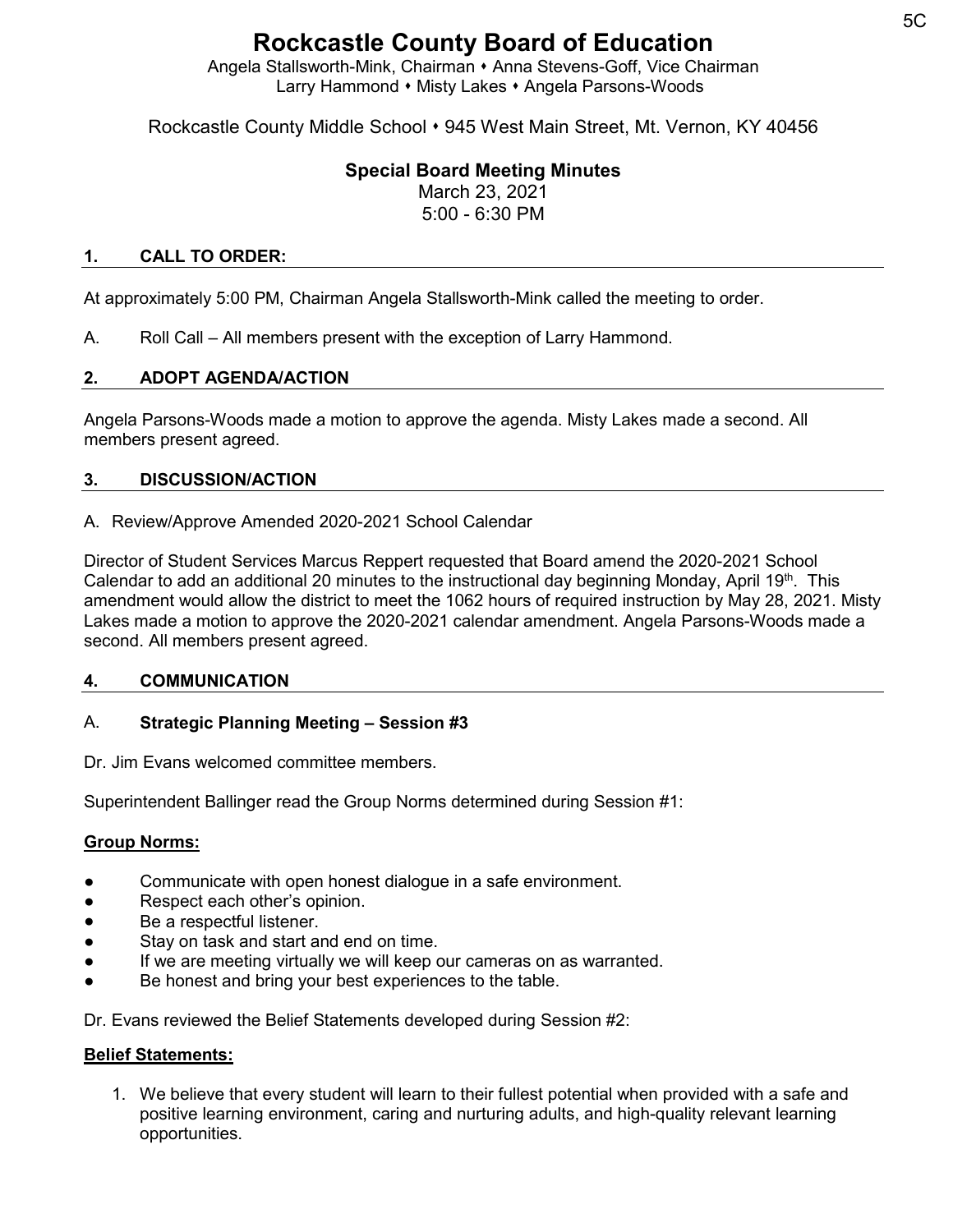# Rockcastle County Board of Education

Angela Stallsworth-Mink, Chairman ⬩ Anna Stevens-Goff, Vice Chairman
Larry Hammond ⬩ Misty Lakes ⬩ Angela Parsons-Woods

Rockcastle County Middle School ⬩ 945 West Main Street, Mt. Vernon, KY 40456

## Special Board Meeting Minutes

March 23, 2021
5:00 - 6:30 PM

### 1. CALL TO ORDER:

At approximately 5:00 PM, Chairman Angela Stallsworth-Mink called the meeting to order.

A. Roll Call – All members present with the exception of Larry Hammond.

### 2. ADOPT AGENDA/ACTION

Angela Parsons-Woods made a motion to approve the agenda. Misty Lakes made a second. All members present agreed.

### 3. DISCUSSION/ACTION

A. Review/Approve Amended 2020-2021 School Calendar

Director of Student Services Marcus Reppert requested that Board amend the 2020-2021 School Calendar to add an additional 20 minutes to the instructional day beginning Monday, April 19th. This amendment would allow the district to meet the 1062 hours of required instruction by May 28, 2021. Misty Lakes made a motion to approve the 2020-2021 calendar amendment. Angela Parsons-Woods made a second. All members present agreed.

### 4. COMMUNICATION

A. **Strategic Planning Meeting – Session #3**

Dr. Jim Evans welcomed committee members.

Superintendent Ballinger read the Group Norms determined during Session #1:

**Group Norms:**

- Communicate with open honest dialogue in a safe environment.
- Respect each other's opinion.
- Be a respectful listener.
- Stay on task and start and end on time.
- If we are meeting virtually we will keep our cameras on as warranted.
- Be honest and bring your best experiences to the table.

Dr. Evans reviewed the Belief Statements developed during Session #2:

**Belief Statements:**

1. We believe that every student will learn to their fullest potential when provided with a safe and positive learning environment, caring and nurturing adults, and high-quality relevant learning opportunities.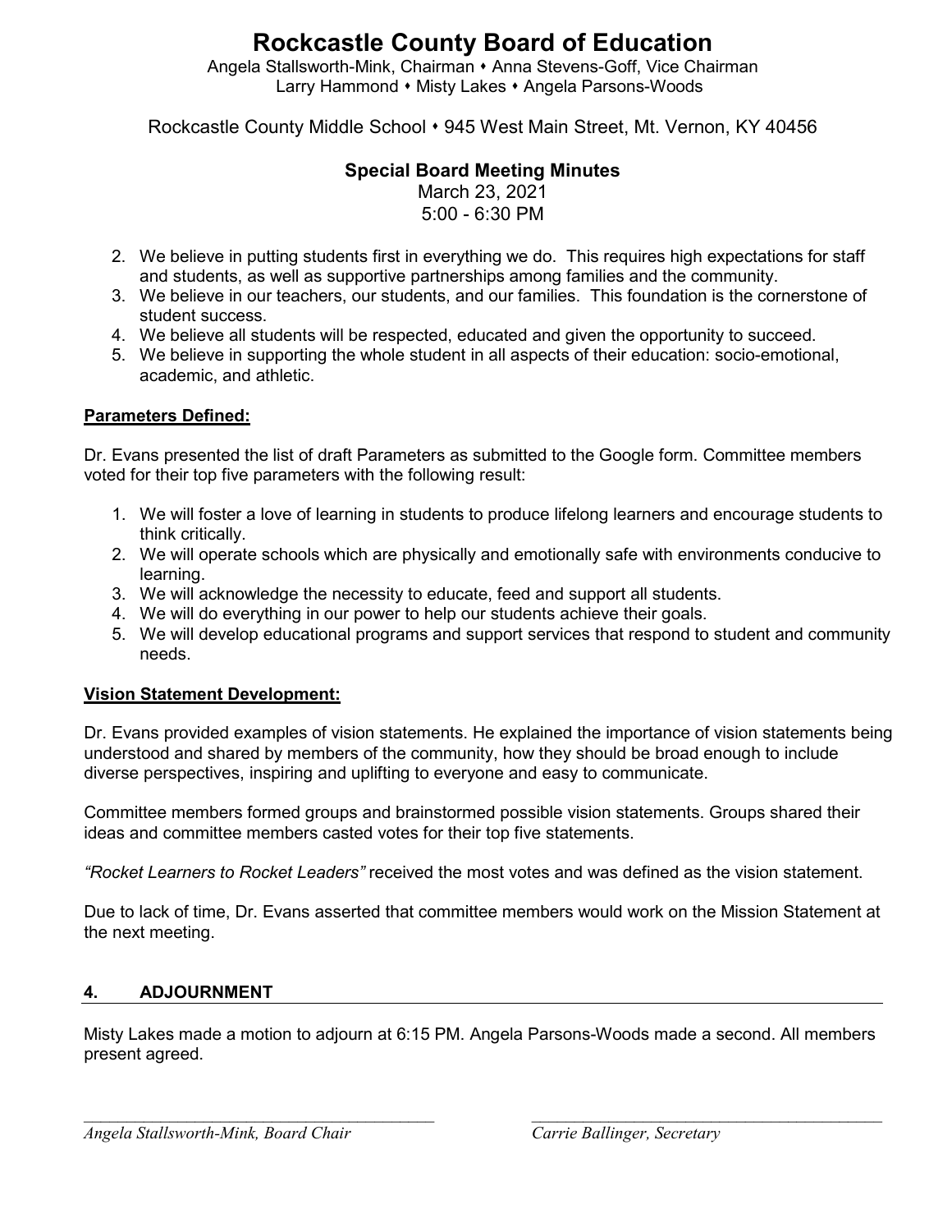# Rockcastle County Board of Education

Angela Stallsworth-Mink, Chairman • Anna Stevens-Goff, Vice Chairman
Larry Hammond • Misty Lakes • Angela Parsons-Woods

Rockcastle County Middle School • 945 West Main Street, Mt. Vernon, KY 40456

## Special Board Meeting Minutes

March 23, 2021
5:00 - 6:30 PM

2. We believe in putting students first in everything we do. This requires high expectations for staff and students, as well as supportive partnerships among families and the community.
3. We believe in our teachers, our students, and our families. This foundation is the cornerstone of student success.
4. We believe all students will be respected, educated and given the opportunity to succeed.
5. We believe in supporting the whole student in all aspects of their education: socio-emotional, academic, and athletic.

**Parameters Defined:**

Dr. Evans presented the list of draft Parameters as submitted to the Google form. Committee members voted for their top five parameters with the following result:

1. We will foster a love of learning in students to produce lifelong learners and encourage students to think critically.
2. We will operate schools which are physically and emotionally safe with environments conducive to learning.
3. We will acknowledge the necessity to educate, feed and support all students.
4. We will do everything in our power to help our students achieve their goals.
5. We will develop educational programs and support services that respond to student and community needs.

**Vision Statement Development:**

Dr. Evans provided examples of vision statements. He explained the importance of vision statements being understood and shared by members of the community, how they should be broad enough to include diverse perspectives, inspiring and uplifting to everyone and easy to communicate.

Committee members formed groups and brainstormed possible vision statements. Groups shared their ideas and committee members casted votes for their top five statements.

*"Rocket Learners to Rocket Leaders"* received the most votes and was defined as the vision statement.

Due to lack of time, Dr. Evans asserted that committee members would work on the Mission Statement at the next meeting.

**4. ADJOURNMENT**

Misty Lakes made a motion to adjourn at 6:15 PM. Angela Parsons-Woods made a second. All members present agreed.

*Angela Stallsworth-Mink, Board Chair*

*Carrie Ballinger, Secretary*